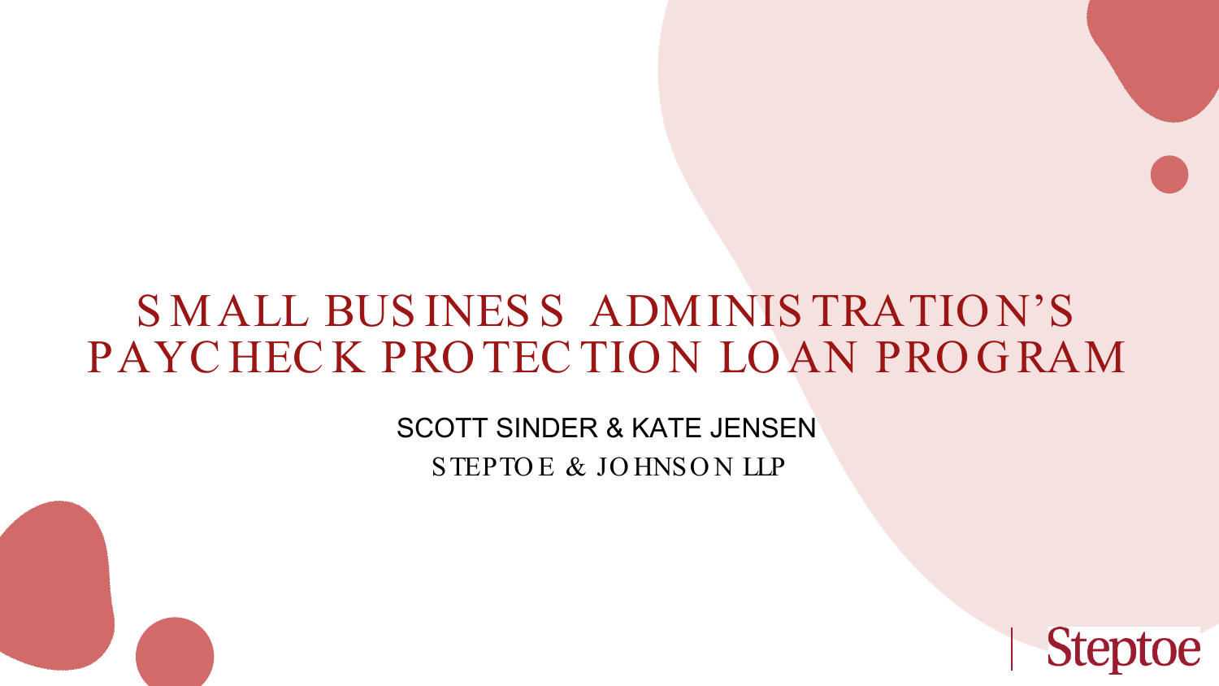# SMALL BUSINESS ADMINISTRATION'S PAYCHECK PROTECTION LOAN PROGRAM

SCOTT SINDER & KATE JENSEN

STEPTOE & JOHNSON LLP

Steptoe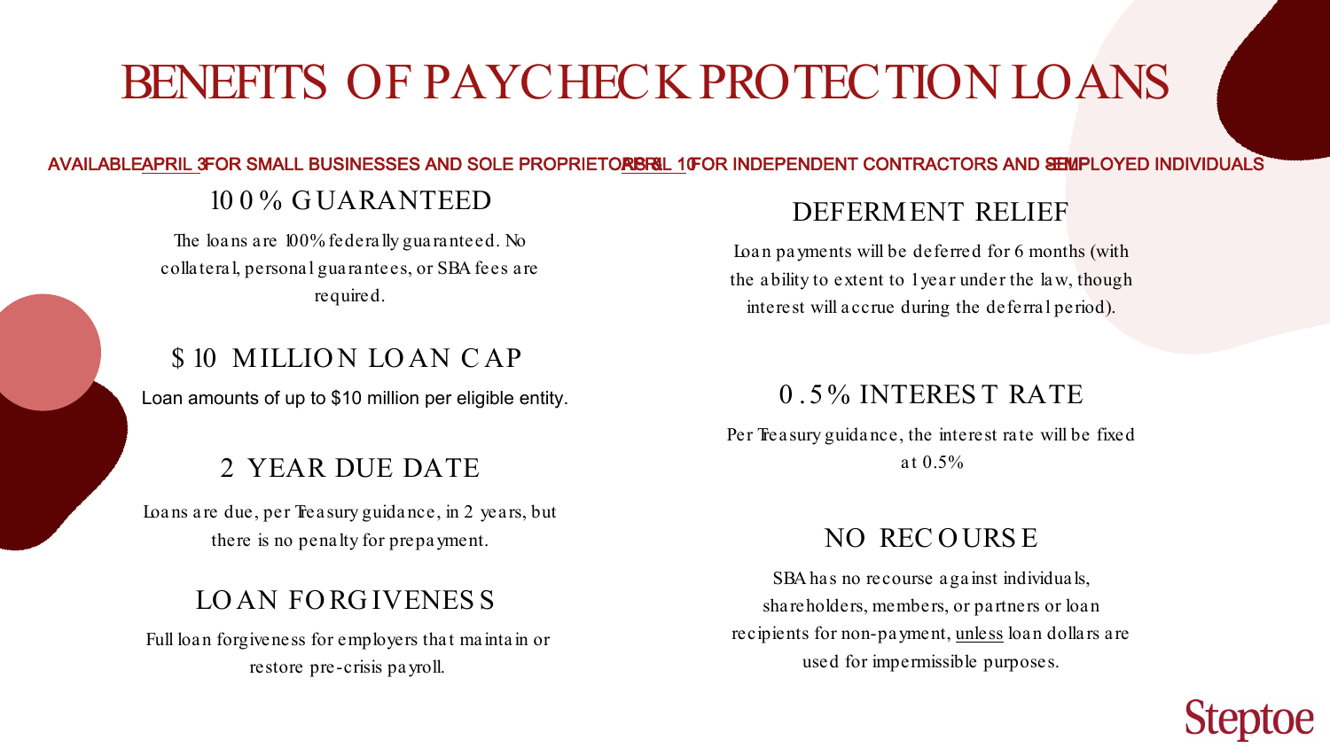# BENEFITS OF PAYCHECK PROTECTION LOANS

AVAILABLE APRIL 3 FOR SMALL BUSINESSES AND SOLE PROPRIETORS APRIL 10 FOR INDEPENDENT CONTRACTORS AND SELF-EMPLOYED INDIVIDUALS

## 100% GUARANTEED

The loans are 100% federally guaranteed. No collateral, personal guarantees, or SBA fees are required.

## $10 MILLION LOAN CAP

Loan amounts of up to $10 million per eligible entity.

## 2 YEAR DUE DATE

Loans are due, per Treasury guidance, in 2 years, but there is no penalty for prepayment.

## LOAN FORGIVENESS

Full loan forgiveness for employers that maintain or restore pre-crisis payroll.

## DEFERMENT RELIEF

Loan payments will be deferred for 6 months (with the ability to extent to 1 year under the law, though interest will accrue during the deferral period).

## 0.5% INTEREST RATE

Per Treasury guidance, the interest rate will be fixed at 0.5%

## NO RECOURSE

SBA has no recourse against individuals, shareholders, members, or partners or loan recipients for non-payment, unless loan dollars are used for impermissible purposes.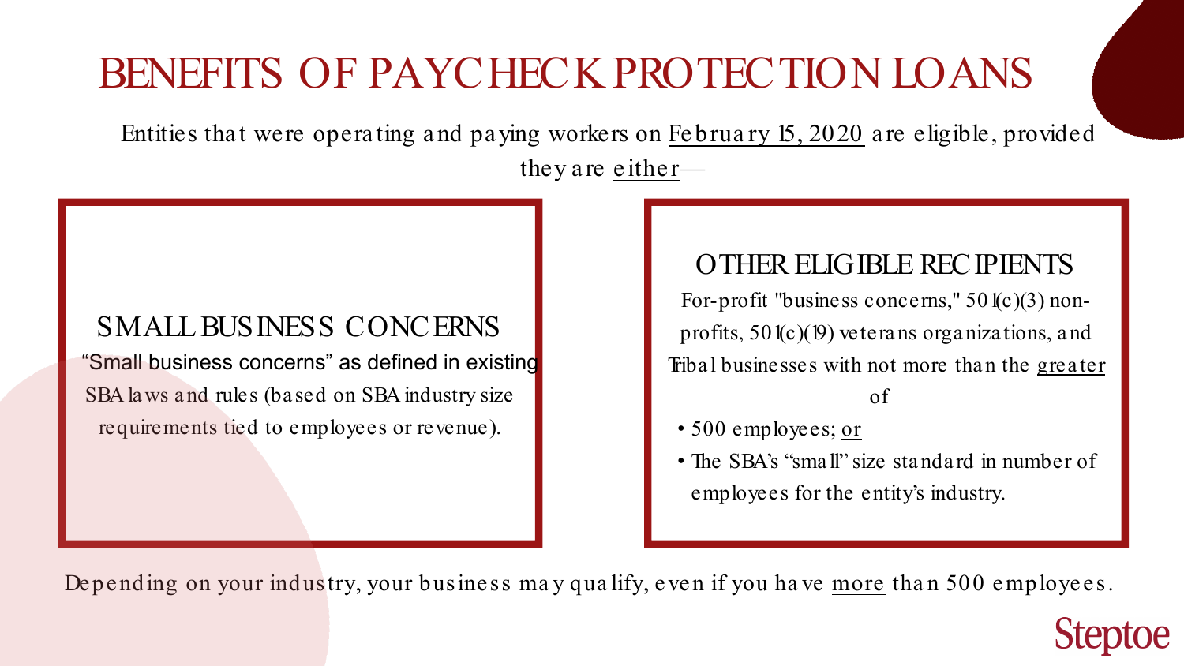# BENEFITS OF PAYCHECK PROTECTION LOANS

Entities that were operating and paying workers on February 15, 2020 are eligible, provided they are either—

## SMALL BUSINESS CONCERNS

"Small business concerns" as defined in existing SBA laws and rules (based on SBA industry size requirements tied to employees or revenue).

## OTHER ELIGIBLE RECIPIENTS

For-profit "business concerns," 501(c)(3) non-profits, 501(c)(19) veterans organizations, and Tribal businesses with not more than the greater of—

- 500 employees; or
- The SBA's "small" size standard in number of employees for the entity's industry.

Depending on your industry, your business may qualify, even if you have more than 500 employees.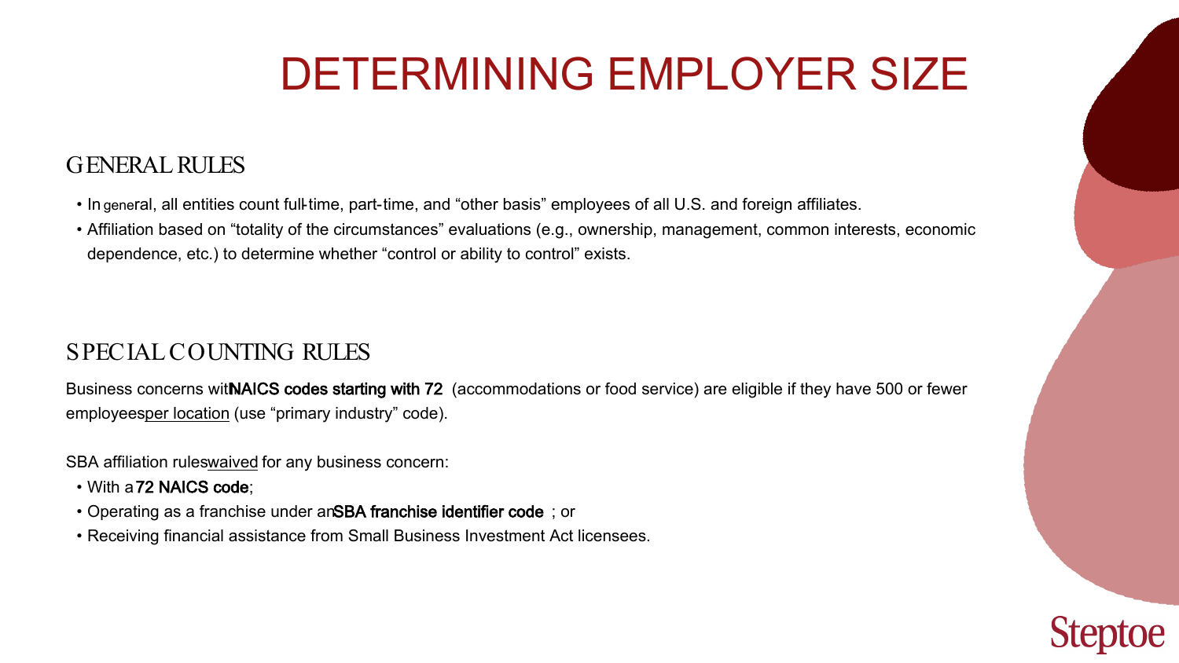# DETERMINING EMPLOYER SIZE

## GENERAL RULES

- In general, all entities count full-time, part-time, and "other basis" employees of all U.S. and foreign affiliates.
- Affiliation based on "totality of the circumstances" evaluations (e.g., ownership, management, common interests, economic dependence, etc.) to determine whether "control or ability to control" exists.

## SPECIAL COUNTING RULES

Business concerns with **NAICS codes starting with 72** (accommodations or food service) are eligible if they have 500 or fewer employees per location (use "primary industry" code).

SBA affiliation rules waived for any business concern:

- With a **72 NAICS code**;
- Operating as a franchise under an **SBA franchise identifier code**; or
- Receiving financial assistance from Small Business Investment Act licensees.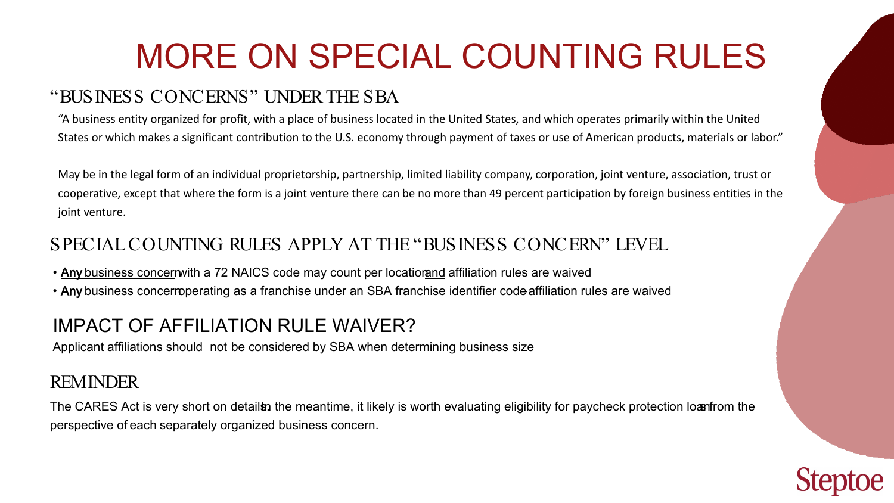# MORE ON SPECIAL COUNTING RULES

## "BUSINESS CONCERNS" UNDER THE SBA

"A business entity organized for profit, with a place of business located in the United States, and which operates primarily within the United States or which makes a significant contribution to the U.S. economy through payment of taxes or use of American products, materials or labor."

May be in the legal form of an individual proprietorship, partnership, limited liability company, corporation, joint venture, association, trust or cooperative, except that where the form is a joint venture there can be no more than 49 percent participation by foreign business entities in the joint venture.

## SPECIAL COUNTING RULES APPLY AT THE "BUSINESS CONCERN" LEVEL

- **Any** business concern with a 72 NAICS code may count per location and affiliation rules are waived
- **Any** business concern operating as a franchise under an SBA franchise identifier code-affiliation rules are waived

## IMPACT OF AFFILIATION RULE WAIVER?

Applicant affiliations should not be considered by SBA when determining business size

## REMINDER

The CARES Act is very short on details. In the meantime, it likely is worth evaluating eligibility for paycheck protection loans from the perspective of each separately organized business concern.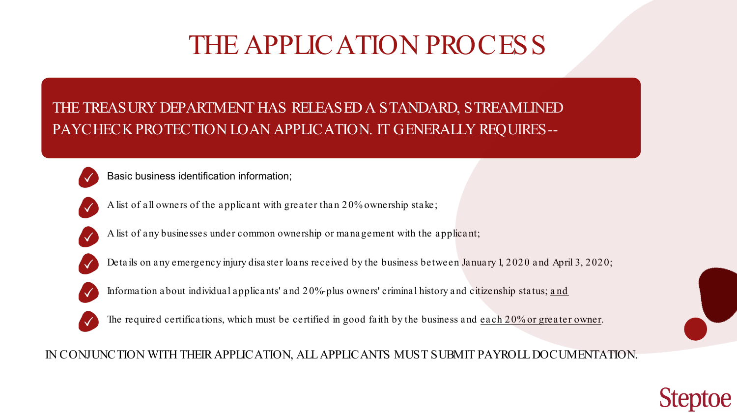# THE APPLICATION PROCESS

THE TREASURY DEPARTMENT HAS RELEASED A STANDARD, STREAMLINED PAYCHECK PROTECTION LOAN APPLICATION. IT GENERALLY REQUIRES--

- Basic business identification information;
- A list of all owners of the applicant with greater than 20% ownership stake;
- A list of any businesses under common ownership or management with the applicant;
- Details on any emergency injury disaster loans received by the business between January 1, 2020 and April 3, 2020;
- Information about individual applicants' and 20%-plus owners' criminal history and citizenship status; and
- The required certifications, which must be certified in good faith by the business and each 20% or greater owner.

IN CONJUNCTION WITH THEIR APPLICATION, ALL APPLICANTS MUST SUBMIT PAYROLL DOCUMENTATION.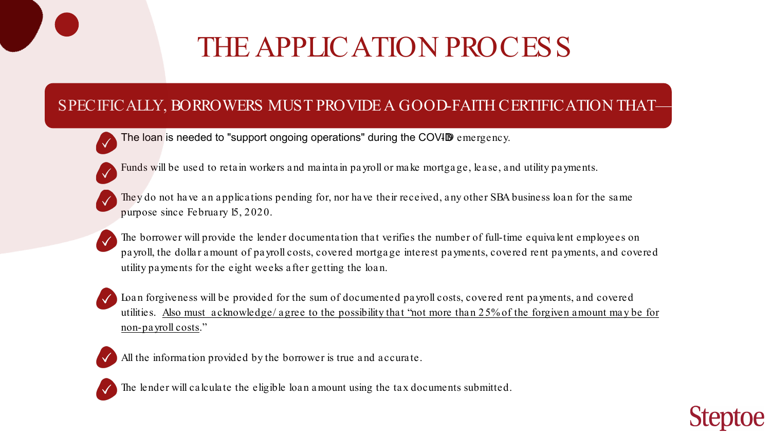# THE APPLICATION PROCESS

## SPECIFICALLY, BORROWERS MUST PROVIDE A GOOD-FAITH CERTIFICATION THAT—

- The loan is needed to "support ongoing operations" during the COVID-19 emergency.
- Funds will be used to retain workers and maintain payroll or make mortgage, lease, and utility payments.
- They do not have an applications pending for, nor have their received, any other SBA business loan for the same purpose since February 15, 2020.
- The borrower will provide the lender documentation that verifies the number of full-time equivalent employees on payroll, the dollar amount of payroll costs, covered mortgage interest payments, covered rent payments, and covered utility payments for the eight weeks after getting the loan.
- Loan forgiveness will be provided for the sum of documented payroll costs, covered rent payments, and covered utilities. Also must acknowledge/agree to the possibility that "not more than 25% of the forgiven amount may be for non-payroll costs."
- All the information provided by the borrower is true and accurate.
- The lender will calculate the eligible loan amount using the tax documents submitted.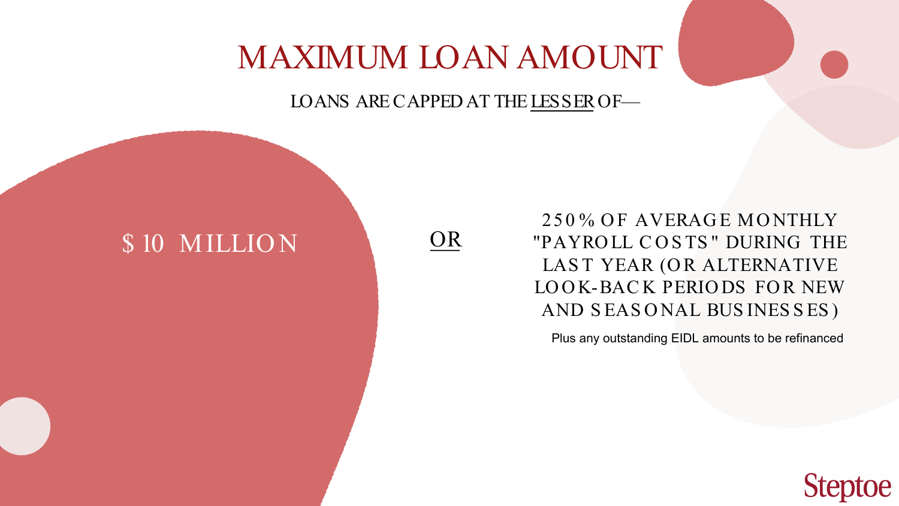# MAXIMUM LOAN AMOUNT

LOANS ARE CAPPED AT THE LESSER OF—

$10 MILLION

OR

250% OF AVERAGE MONTHLY "PAYROLL COSTS" DURING THE LAST YEAR (OR ALTERNATIVE LOOK-BACK PERIODS FOR NEW AND SEASONAL BUSINESSES)

Plus any outstanding EIDL amounts to be refinanced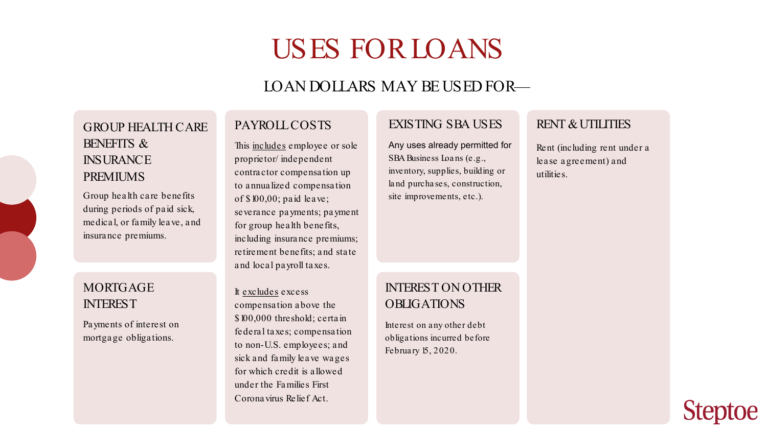# USES FOR LOANS

## LOAN DOLLARS MAY BE USED FOR—

### GROUP HEALTH CARE BENEFITS & INSURANCE PREMIUMS

Group health care benefits during periods of paid sick, medical, or family leave, and insurance premiums.

### MORTGAGE INTEREST

Payments of interest on mortgage obligations.

### PAYROLL COSTS

This includes employee or sole proprietor/ independent contractor compensation up to annualized compensation of $100,00; paid leave; severance payments; payment for group health benefits, including insurance premiums; retirement benefits; and state and local payroll taxes.

It excludes excess compensation above the $100,000 threshold; certain federal taxes; compensation to non-U.S. employees; and sick and family leave wages for which credit is allowed under the Families First Coronavirus Relief Act.

### EXISTING SBA USES

Any uses already permitted for SBA Business Loans (e.g., inventory, supplies, building or land purchases, construction, site improvements, etc.).

### INTEREST ON OTHER OBLIGATIONS

Interest on any other debt obligations incurred before February 15, 2020.

### RENT & UTILITIES

Rent (including rent under a lease agreement) and utilities.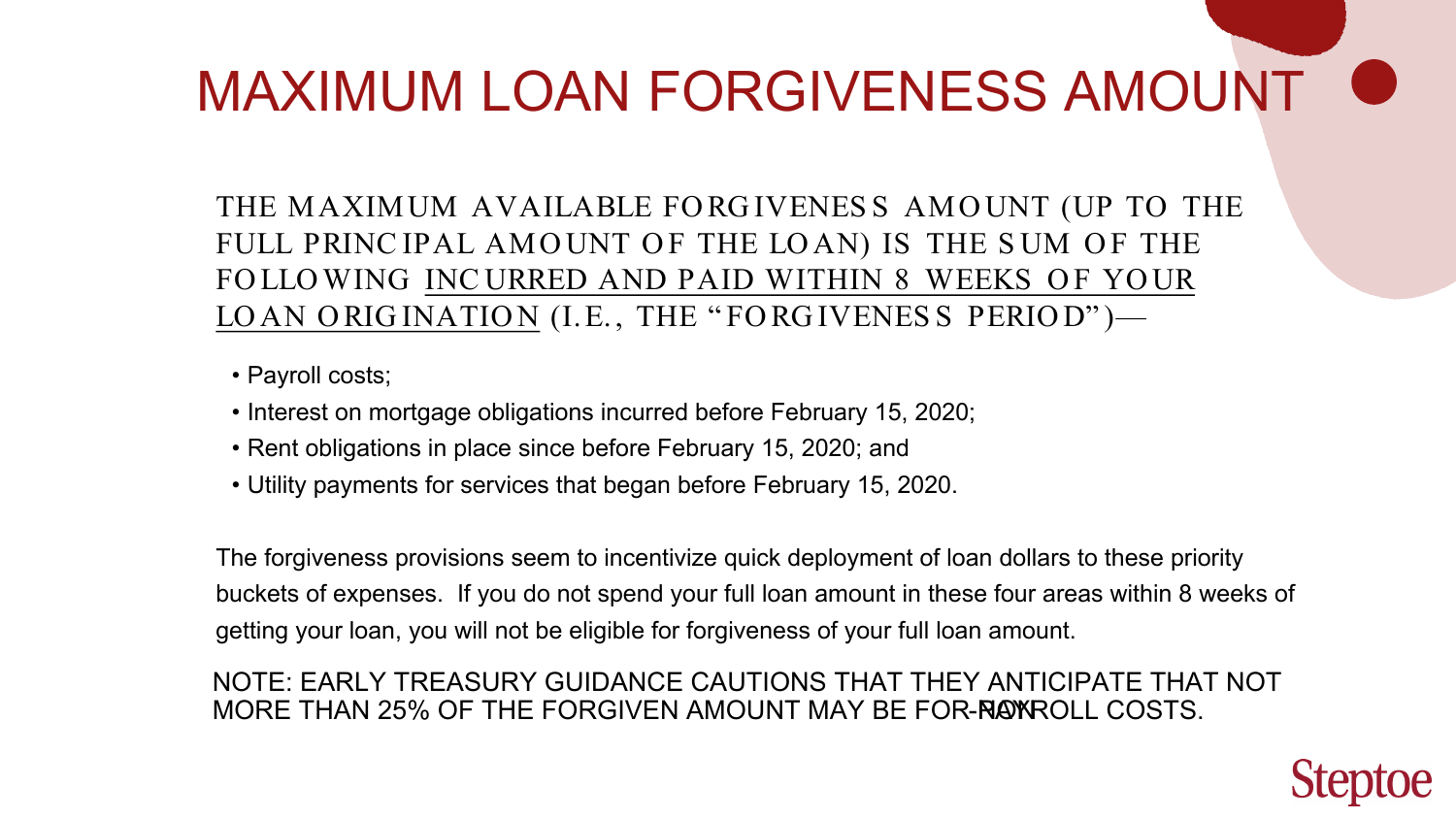# MAXIMUM LOAN FORGIVENESS AMOUNT

THE MAXIMUM AVAILABLE FORGIVENESS AMOUNT (UP TO THE FULL PRINCIPAL AMOUNT OF THE LOAN) IS THE SUM OF THE FOLLOWING <u>INCURRED AND PAID WITHIN 8 WEEKS OF YOUR LOAN ORIGINATION</u> (I.E., THE "FORGIVENESS PERIOD")—

- Payroll costs;
- Interest on mortgage obligations incurred before February 15, 2020;
- Rent obligations in place since before February 15, 2020; and
- Utility payments for services that began before February 15, 2020.

The forgiveness provisions seem to incentivize quick deployment of loan dollars to these priority buckets of expenses. If you do not spend your full loan amount in these four areas within 8 weeks of getting your loan, you will not be eligible for forgiveness of your full loan amount.

NOTE: EARLY TREASURY GUIDANCE CAUTIONS THAT THEY ANTICIPATE THAT NOT MORE THAN 25% OF THE FORGIVEN AMOUNT MAY BE FOR NON-PAYROLL COSTS.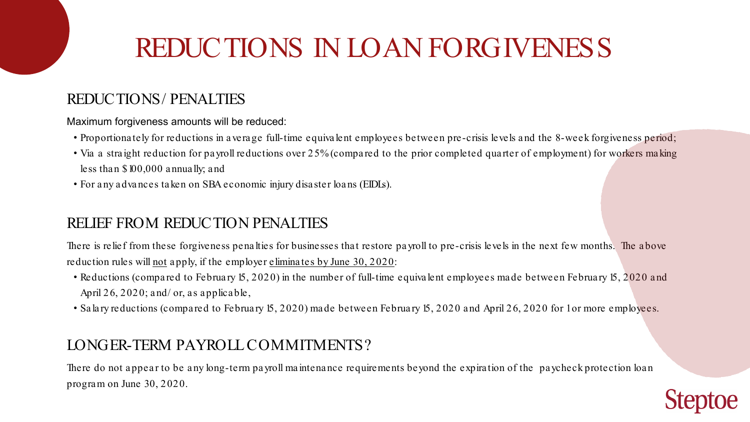# REDUCTIONS IN LOAN FORGIVENESS

## REDUCTIONS / PENALTIES

Maximum forgiveness amounts will be reduced:

- Proportionately for reductions in average full-time equivalent employees between pre-crisis levels and the 8-week forgiveness period;
- Via a straight reduction for payroll reductions over 25% (compared to the prior completed quarter of employment) for workers making less than $100,000 annually; and
- For any advances taken on SBA economic injury disaster loans (EIDLs).

## RELIEF FROM REDUCTION PENALTIES

There is relief from these forgiveness penalties for businesses that restore payroll to pre-crisis levels in the next few months. The above reduction rules will not apply, if the employer eliminates by June 30, 2020:

- Reductions (compared to February 15, 2020) in the number of full-time equivalent employees made between February 15, 2020 and April 26, 2020; and/or, as applicable,
- Salary reductions (compared to February 15, 2020) made between February 15, 2020 and April 26, 2020 for 1 or more employees.

## LONGER-TERM PAYROLL COMMITMENTS?

There do not appear to be any long-term payroll maintenance requirements beyond the expiration of the paycheck protection loan program on June 30, 2020.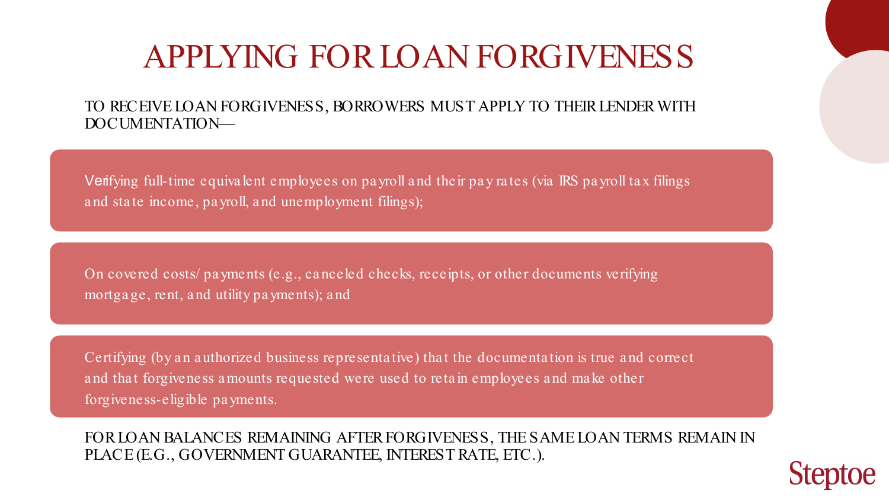# APPLYING FOR LOAN FORGIVENESS

TO RECEIVE LOAN FORGIVENESS, BORROWERS MUST APPLY TO THEIR LENDER WITH DOCUMENTATION—

- Verifying full-time equivalent employees on payroll and their pay rates (via IRS payroll tax filings and state income, payroll, and unemployment filings);
- On covered costs/ payments (e.g., canceled checks, receipts, or other documents verifying mortgage, rent, and utility payments); and
- Certifying (by an authorized business representative) that the documentation is true and correct and that forgiveness amounts requested were used to retain employees and make other forgiveness-eligible payments.

FOR LOAN BALANCES REMAINING AFTER FORGIVENESS, THE SAME LOAN TERMS REMAIN IN PLACE (E.G., GOVERNMENT GUARANTEE, INTEREST RATE, ETC.).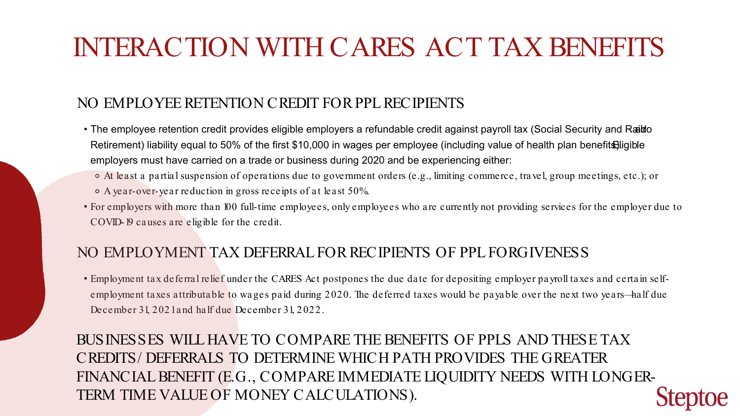# INTERACTION WITH CARES ACT TAX BENEFITS

## NO EMPLOYEE RETENTION CREDIT FOR PPL RECIPIENTS

- The employee retention credit provides eligible employers a refundable credit against payroll tax (Social Security and Railroad Retirement) liability equal to 50% of the first $10,000 in wages per employee (including value of health plan benefits). Eligible employers must have carried on a trade or business during 2020 and be experiencing either:
  - At least a partial suspension of operations due to government orders (e.g., limiting commerce, travel, group meetings, etc.); or
  - A year-over-year reduction in gross receipts of at least 50%.
- For employers with more than 100 full-time employees, only employees who are currently not providing services for the employer due to COVID-19 causes are eligible for the credit.

## NO EMPLOYMENT TAX DEFERRAL FOR RECIPIENTS OF PPL FORGIVENESS

- Employment tax deferral relief under the CARES Act postpones the due date for depositing employer payroll taxes and certain self-employment taxes attributable to wages paid during 2020. The deferred taxes would be payable over the next two years—half due December 31, 2021 and half due December 31, 2022.

## BUSINESSES WILL HAVE TO COMPARE THE BENEFITS OF PPLS AND THESE TAX CREDITS/DEFERRALS TO DETERMINE WHICH PATH PROVIDES THE GREATER FINANCIAL BENEFIT (E.G., COMPARE IMMEDIATE LIQUIDITY NEEDS WITH LONGER-TERM TIME VALUE OF MONEY CALCULATIONS).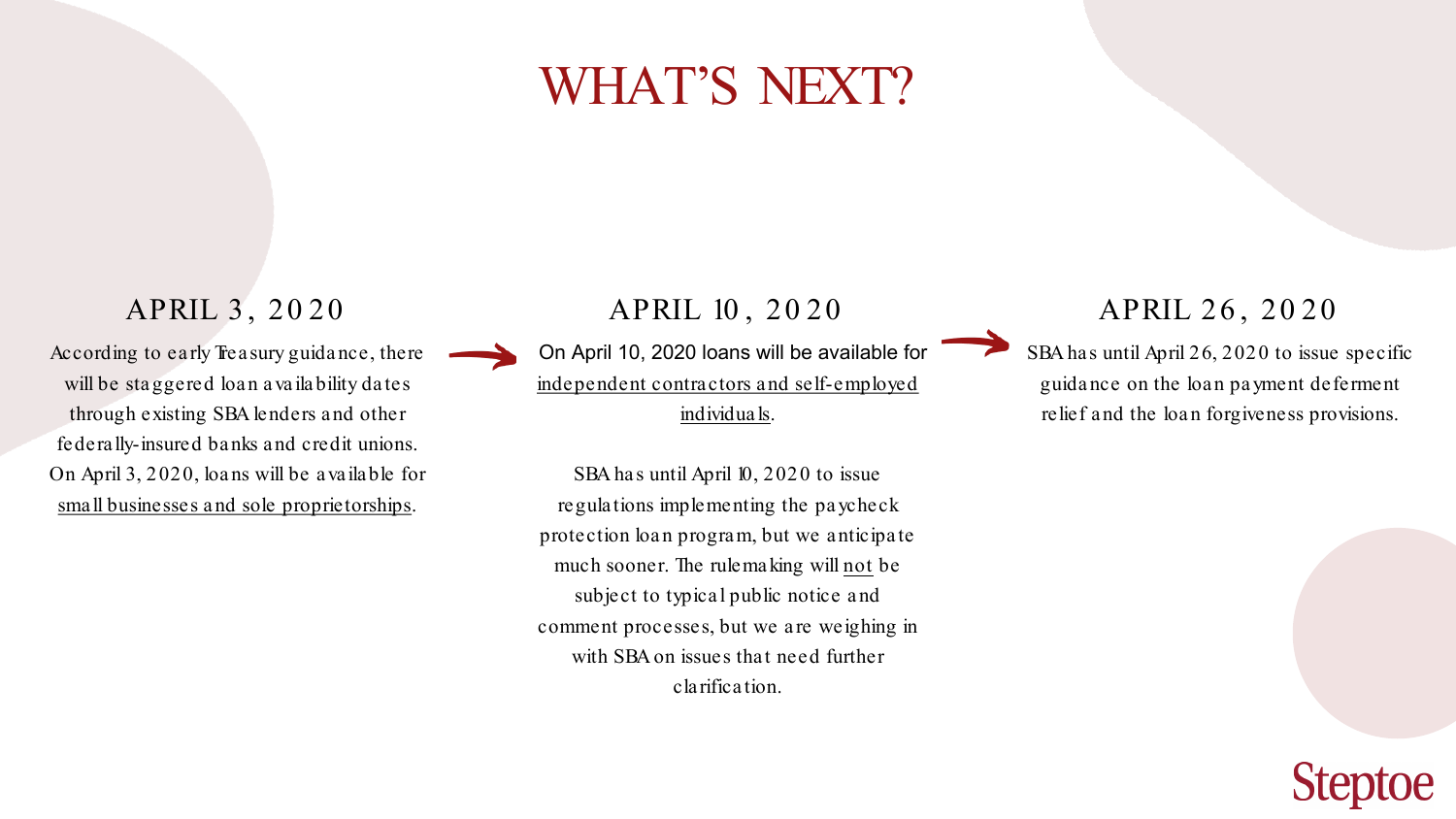# WHAT'S NEXT?

## APRIL 3, 2020

According to early Treasury guidance, there will be staggered loan availability dates through existing SBA lenders and other federally-insured banks and credit unions. On April 3, 2020, loans will be available for small businesses and sole proprietorships.

## APRIL 10, 2020

On April 10, 2020 loans will be available for independent contractors and self-employed individuals.

SBA has until April 10, 2020 to issue regulations implementing the paycheck protection loan program, but we anticipate much sooner. The rulemaking will not be subject to typical public notice and comment processes, but we are weighing in with SBA on issues that need further clarification.

## APRIL 26, 2020

SBA has until April 26, 2020 to issue specific guidance on the loan payment deferment relief and the loan forgiveness provisions.

Steptoe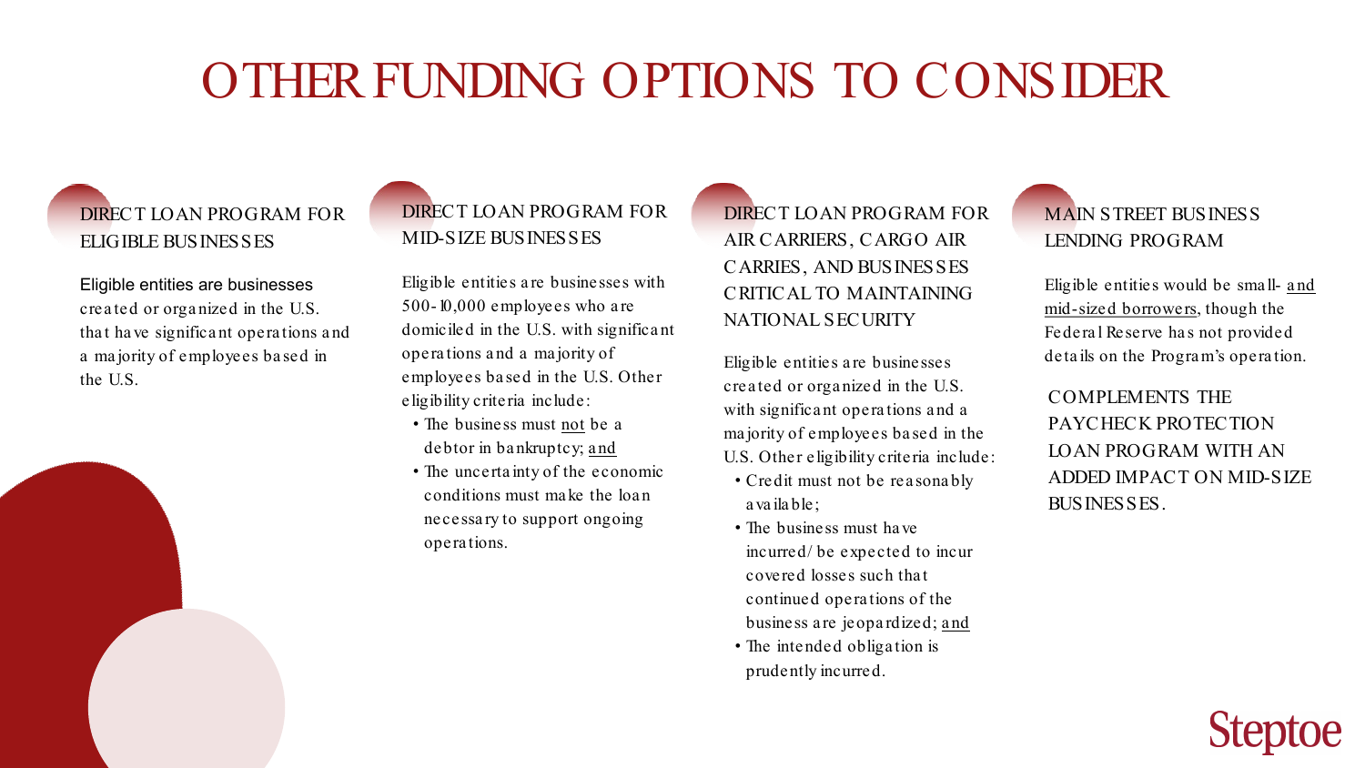# OTHER FUNDING OPTIONS TO CONSIDER

## DIRECT LOAN PROGRAM FOR ELIGIBLE BUSINESSES

Eligible entities are businesses created or organized in the U.S. that have significant operations and a majority of employees based in the U.S.

## DIRECT LOAN PROGRAM FOR MID-SIZE BUSINESSES

Eligible entities are businesses with 500-10,000 employees who are domiciled in the U.S. with significant operations and a majority of employees based in the U.S. Other eligibility criteria include:

- The business must not be a debtor in bankruptcy; and
- The uncertainty of the economic conditions must make the loan necessary to support ongoing operations.

## DIRECT LOAN PROGRAM FOR AIR CARRIERS, CARGO AIR CARRIES, AND BUSINESSES CRITICAL TO MAINTAINING NATIONAL SECURITY

Eligible entities are businesses created or organized in the U.S. with significant operations and a majority of employees based in the U.S. Other eligibility criteria include:

- Credit must not be reasonably available;
- The business must have incurred/be expected to incur covered losses such that continued operations of the business are jeopardized; and
- The intended obligation is prudently incurred.

## MAIN STREET BUSINESS LENDING PROGRAM

Eligible entities would be small- and mid-sized borrowers, though the Federal Reserve has not provided details on the Program's operation.

COMPLEMENTS THE PAYCHECK PROTECTION LOAN PROGRAM WITH AN ADDED IMPACT ON MID-SIZE BUSINESSES.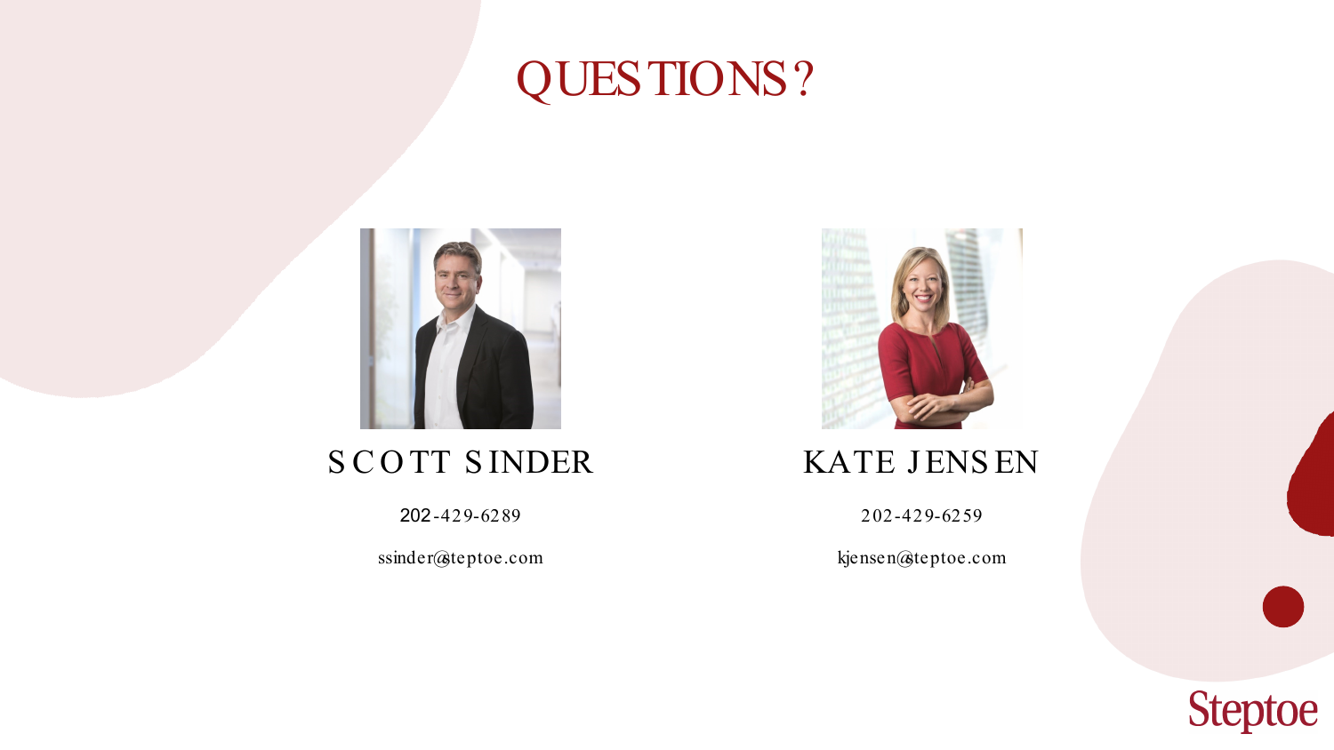# QUESTIONS?

**SCOTT SINDER**

202-429-6289

ssinder@steptoe.com

**KATE JENSEN**

202-429-6259

kjensen@steptoe.com